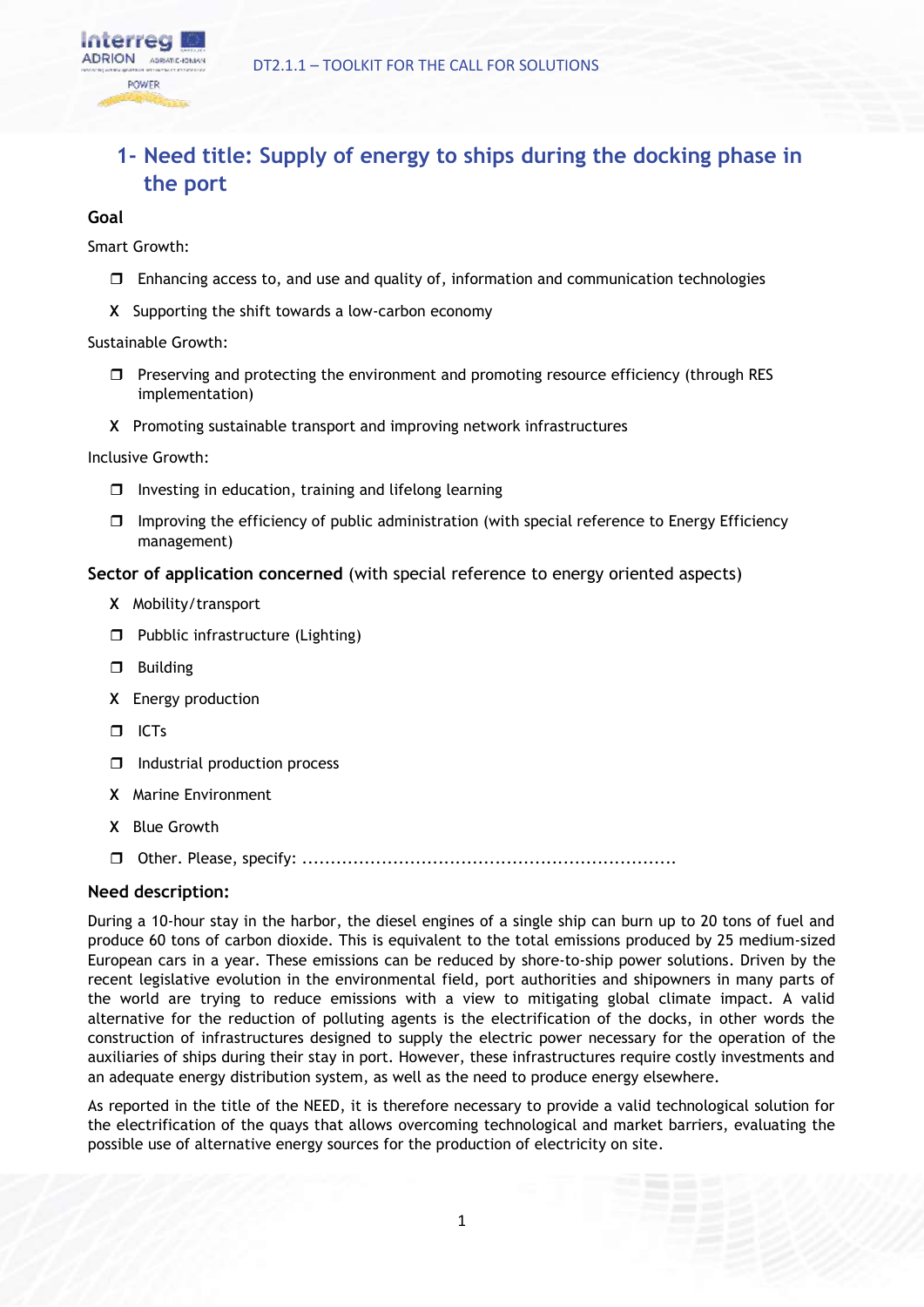# 1- Need title: Supply of energy to ships during the docking phase in the port

**Goal**

Smart Growth:

- ❒ Enhancing access to, and use and quality of, information and communication technologies
- X Supporting the shift towards a low-carbon economy

Sustainable Growth:

- ❒ Preserving and protecting the environment and promoting resource efficiency (through RES implementation)
- X Promoting sustainable transport and improving network infrastructures

Inclusive Growth:

- ❒ Investing in education, training and lifelong learning
- ❒ Improving the efficiency of public administration (with special reference to Energy Efficiency management)

**Sector of application concerned** (with special reference to energy oriented aspects)

- X Mobility/transport
- ❒ Pubblic infrastructure (Lighting)
- ❒ Building
- X Energy production
- ❒ ICTs
- ❒ Industrial production process
- X Marine Environment
- X Blue Growth
- ❒ Other. Please, specify: ..................................................................

**Need description:**

During a 10-hour stay in the harbor, the diesel engines of a single ship can burn up to 20 tons of fuel and produce 60 tons of carbon dioxide. This is equivalent to the total emissions produced by 25 medium-sized European cars in a year. These emissions can be reduced by shore-to-ship power solutions. Driven by the recent legislative evolution in the environmental field, port authorities and shipowners in many parts of the world are trying to reduce emissions with a view to mitigating global climate impact. A valid alternative for the reduction of polluting agents is the electrification of the docks, in other words the construction of infrastructures designed to supply the electric power necessary for the operation of the auxiliaries of ships during their stay in port. However, these infrastructures require costly investments and an adequate energy distribution system, as well as the need to produce energy elsewhere.

As reported in the title of the NEED, it is therefore necessary to provide a valid technological solution for the electrification of the quays that allows overcoming technological and market barriers, evaluating the possible use of alternative energy sources for the production of electricity on site.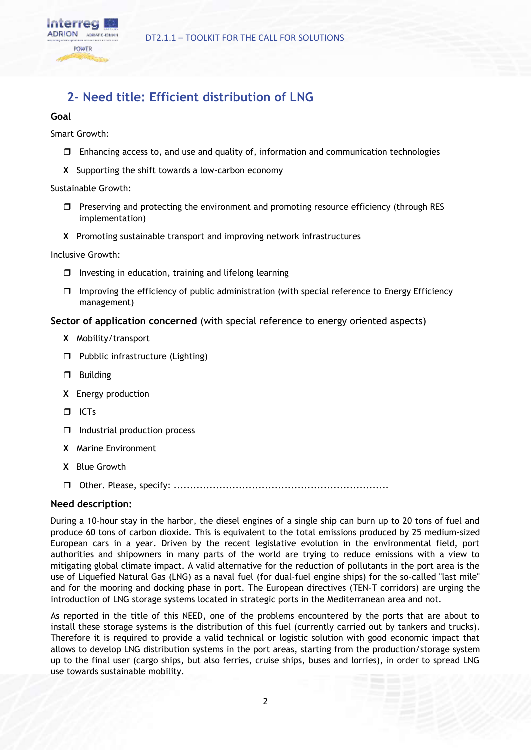## 2- Need title: Efficient distribution of LNG

**Goal**

Smart Growth:

- ❒ Enhancing access to, and use and quality of, information and communication technologies
- X Supporting the shift towards a low-carbon economy

Sustainable Growth:

- ❒ Preserving and protecting the environment and promoting resource efficiency (through RES implementation)
- X Promoting sustainable transport and improving network infrastructures

Inclusive Growth:

- ❒ Investing in education, training and lifelong learning
- ❒ Improving the efficiency of public administration (with special reference to Energy Efficiency management)

**Sector of application concerned** (with special reference to energy oriented aspects)

- X Mobility/transport
- ❒ Pubblic infrastructure (Lighting)
- ❒ Building
- X Energy production
- ❒ ICTs
- ❒ Industrial production process
- X Marine Environment
- X Blue Growth
- ❒ Other. Please, specify: ..................................................................

**Need description:**

During a 10-hour stay in the harbor, the diesel engines of a single ship can burn up to 20 tons of fuel and produce 60 tons of carbon dioxide. This is equivalent to the total emissions produced by 25 medium-sized European cars in a year. Driven by the recent legislative evolution in the environmental field, port authorities and shipowners in many parts of the world are trying to reduce emissions with a view to mitigating global climate impact. A valid alternative for the reduction of pollutants in the port area is the use of Liquefied Natural Gas (LNG) as a naval fuel (for dual-fuel engine ships) for the so-called "last mile" and for the mooring and docking phase in port. The European directives (TEN-T corridors) are urging the introduction of LNG storage systems located in strategic ports in the Mediterranean area and not.

As reported in the title of this NEED, one of the problems encountered by the ports that are about to install these storage systems is the distribution of this fuel (currently carried out by tankers and trucks). Therefore it is required to provide a valid technical or logistic solution with good economic impact that allows to develop LNG distribution systems in the port areas, starting from the production/storage system up to the final user (cargo ships, but also ferries, cruise ships, buses and lorries), in order to spread LNG use towards sustainable mobility.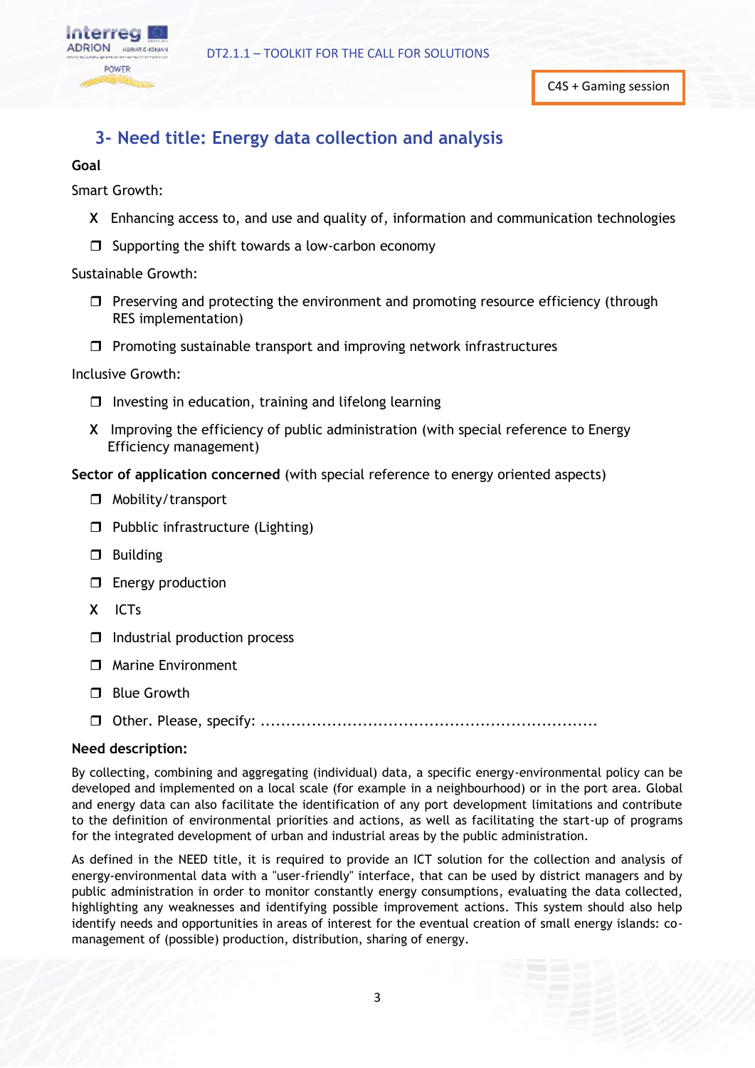C4S + Gaming session

## 3- Need title: Energy data collection and analysis

**Goal**

Smart Growth:

- X Enhancing access to, and use and quality of, information and communication technologies
- ❒ Supporting the shift towards a low-carbon economy

Sustainable Growth:

- ❒ Preserving and protecting the environment and promoting resource efficiency (through RES implementation)
- ❒ Promoting sustainable transport and improving network infrastructures

Inclusive Growth:

- ❒ Investing in education, training and lifelong learning
- X Improving the efficiency of public administration (with special reference to Energy Efficiency management)

**Sector of application concerned** (with special reference to energy oriented aspects)

- ❒ Mobility/transport
- ❒ Pubblic infrastructure (Lighting)
- ❒ Building
- ❒ Energy production
- X ICTs
- ❒ Industrial production process
- ❒ Marine Environment
- ❒ Blue Growth
- ❒ Other. Please, specify: ................................................................

**Need description:**

By collecting, combining and aggregating (individual) data, a specific energy-environmental policy can be developed and implemented on a local scale (for example in a neighbourhood) or in the port area. Global and energy data can also facilitate the identification of any port development limitations and contribute to the definition of environmental priorities and actions, as well as facilitating the start-up of programs for the integrated development of urban and industrial areas by the public administration.

As defined in the NEED title, it is required to provide an ICT solution for the collection and analysis of energy-environmental data with a "user-friendly" interface, that can be used by district managers and by public administration in order to monitor constantly energy consumptions, evaluating the data collected, highlighting any weaknesses and identifying possible improvement actions. This system should also help identify needs and opportunities in areas of interest for the eventual creation of small energy islands: co-management of (possible) production, distribution, sharing of energy.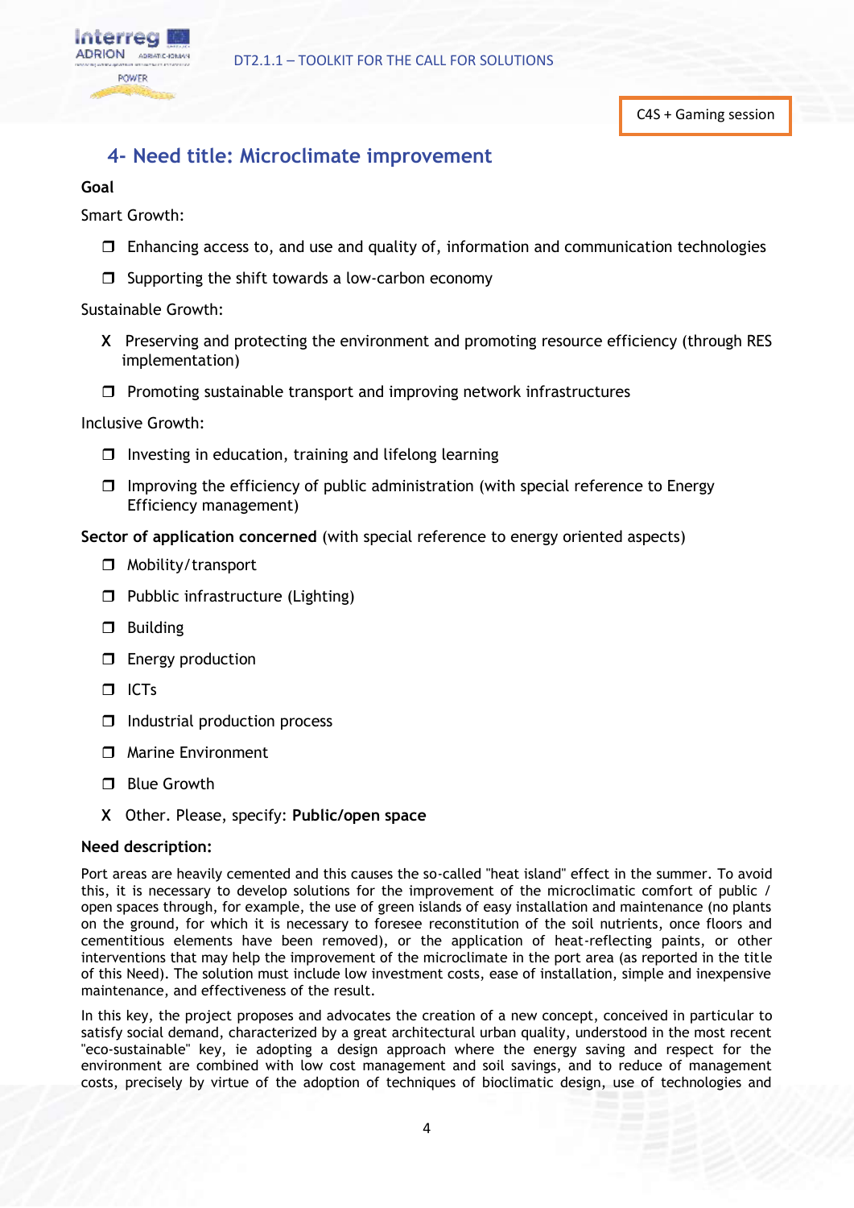C4S + Gaming session

## 4- Need title: Microclimate improvement

**Goal**

Smart Growth:

- ❒ Enhancing access to, and use and quality of, information and communication technologies
- ❒ Supporting the shift towards a low-carbon economy

Sustainable Growth:

- X Preserving and protecting the environment and promoting resource efficiency (through RES implementation)
- ❒ Promoting sustainable transport and improving network infrastructures

Inclusive Growth:

- ❒ Investing in education, training and lifelong learning
- ❒ Improving the efficiency of public administration (with special reference to Energy Efficiency management)

**Sector of application concerned** (with special reference to energy oriented aspects)

- ❒ Mobility/transport
- ❒ Pubblic infrastructure (Lighting)
- ❒ Building
- ❒ Energy production
- ❒ ICTs
- ❒ Industrial production process
- ❒ Marine Environment
- ❒ Blue Growth
- X Other. Please, specify: **Public/open space**

**Need description:**

Port areas are heavily cemented and this causes the so-called "heat island" effect in the summer. To avoid this, it is necessary to develop solutions for the improvement of the microclimatic comfort of public / open spaces through, for example, the use of green islands of easy installation and maintenance (no plants on the ground, for which it is necessary to foresee reconstitution of the soil nutrients, once floors and cementitious elements have been removed), or the application of heat-reflecting paints, or other interventions that may help the improvement of the microclimate in the port area (as reported in the title of this Need). The solution must include low investment costs, ease of installation, simple and inexpensive maintenance, and effectiveness of the result.

In this key, the project proposes and advocates the creation of a new concept, conceived in particular to satisfy social demand, characterized by a great architectural urban quality, understood in the most recent "eco-sustainable" key, ie adopting a design approach where the energy saving and respect for the environment are combined with low cost management and soil savings, and to reduce of management costs, precisely by virtue of the adoption of techniques of bioclimatic design, use of technologies and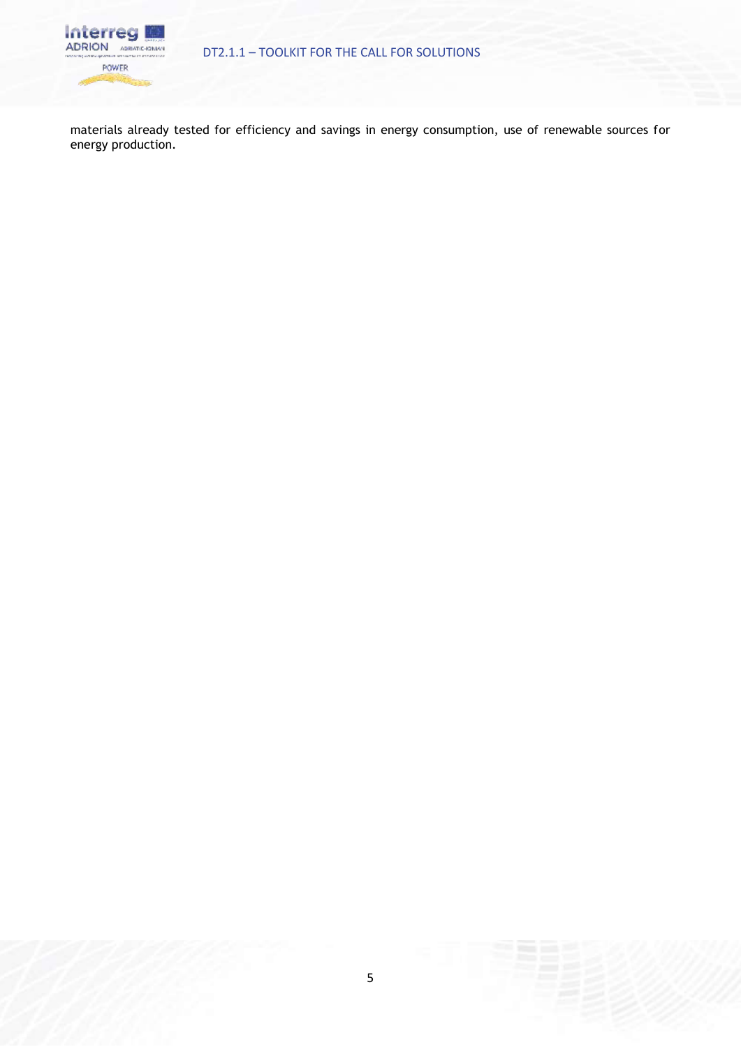materials already tested for efficiency and savings in energy consumption, use of renewable sources for energy production.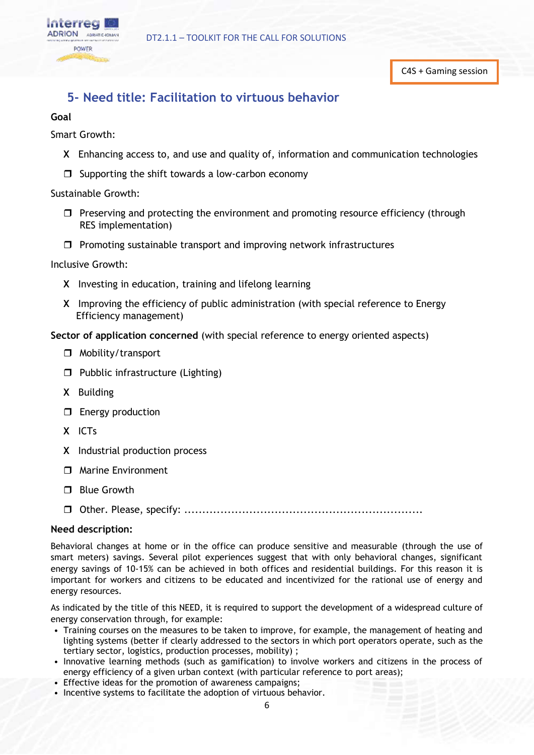C4S + Gaming session

## 5- Need title: Facilitation to virtuous behavior

**Goal**

Smart Growth:

- X Enhancing access to, and use and quality of, information and communication technologies
- ❐ Supporting the shift towards a low-carbon economy

Sustainable Growth:

- ❐ Preserving and protecting the environment and promoting resource efficiency (through RES implementation)
- ❐ Promoting sustainable transport and improving network infrastructures

Inclusive Growth:

- X Investing in education, training and lifelong learning
- X Improving the efficiency of public administration (with special reference to Energy Efficiency management)

**Sector of application concerned** (with special reference to energy oriented aspects)

- ❐ Mobility/transport
- ❐ Pubblic infrastructure (Lighting)
- X Building
- ❐ Energy production
- X ICTs
- X Industrial production process
- ❐ Marine Environment
- ❐ Blue Growth
- ❐ Other. Please, specify: ................................................................

**Need description:**

Behavioral changes at home or in the office can produce sensitive and measurable (through the use of smart meters) savings. Several pilot experiences suggest that with only behavioral changes, significant energy savings of 10-15% can be achieved in both offices and residential buildings. For this reason it is important for workers and citizens to be educated and incentivized for the rational use of energy and energy resources.

As indicated by the title of this NEED, it is required to support the development of a widespread culture of energy conservation through, for example:

- Training courses on the measures to be taken to improve, for example, the management of heating and lighting systems (better if clearly addressed to the sectors in which port operators operate, such as the tertiary sector, logistics, production processes, mobility) ;
- Innovative learning methods (such as gamification) to involve workers and citizens in the process of energy efficiency of a given urban context (with particular reference to port areas);
- Effective ideas for the promotion of awareness campaigns;
- Incentive systems to facilitate the adoption of virtuous behavior.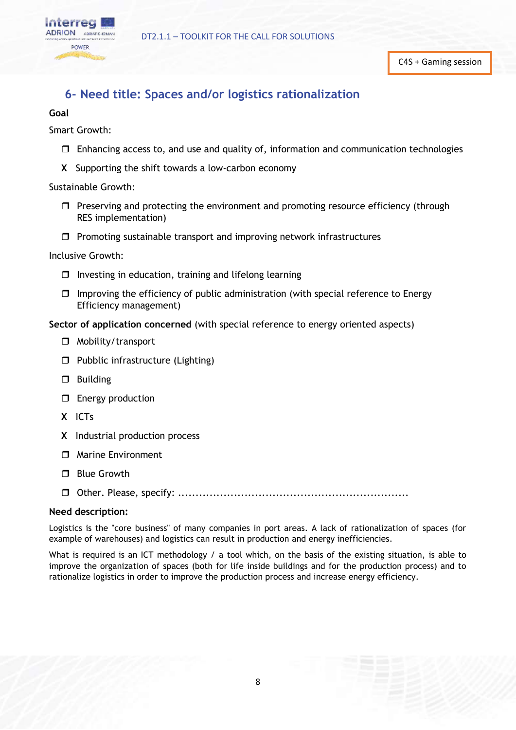C4S + Gaming session

## 6- Need title: Spaces and/or logistics rationalization

**Goal**

Smart Growth:

- ❒ Enhancing access to, and use and quality of, information and communication technologies
- X Supporting the shift towards a low-carbon economy

Sustainable Growth:

- ❒ Preserving and protecting the environment and promoting resource efficiency (through RES implementation)
- ❒ Promoting sustainable transport and improving network infrastructures

Inclusive Growth:

- ❒ Investing in education, training and lifelong learning
- ❒ Improving the efficiency of public administration (with special reference to Energy Efficiency management)

**Sector of application concerned** (with special reference to energy oriented aspects)

- ❒ Mobility/transport
- ❒ Pubblic infrastructure (Lighting)
- ❒ Building
- ❒ Energy production
- X ICTs
- X Industrial production process
- ❒ Marine Environment
- ❒ Blue Growth
- ❒ Other. Please, specify: ..................................................................

**Need description:**

Logistics is the "core business" of many companies in port areas. A lack of rationalization of spaces (for example of warehouses) and logistics can result in production and energy inefficiencies.

What is required is an ICT methodology / a tool which, on the basis of the existing situation, is able to improve the organization of spaces (both for life inside buildings and for the production process) and to rationalize logistics in order to improve the production process and increase energy efficiency.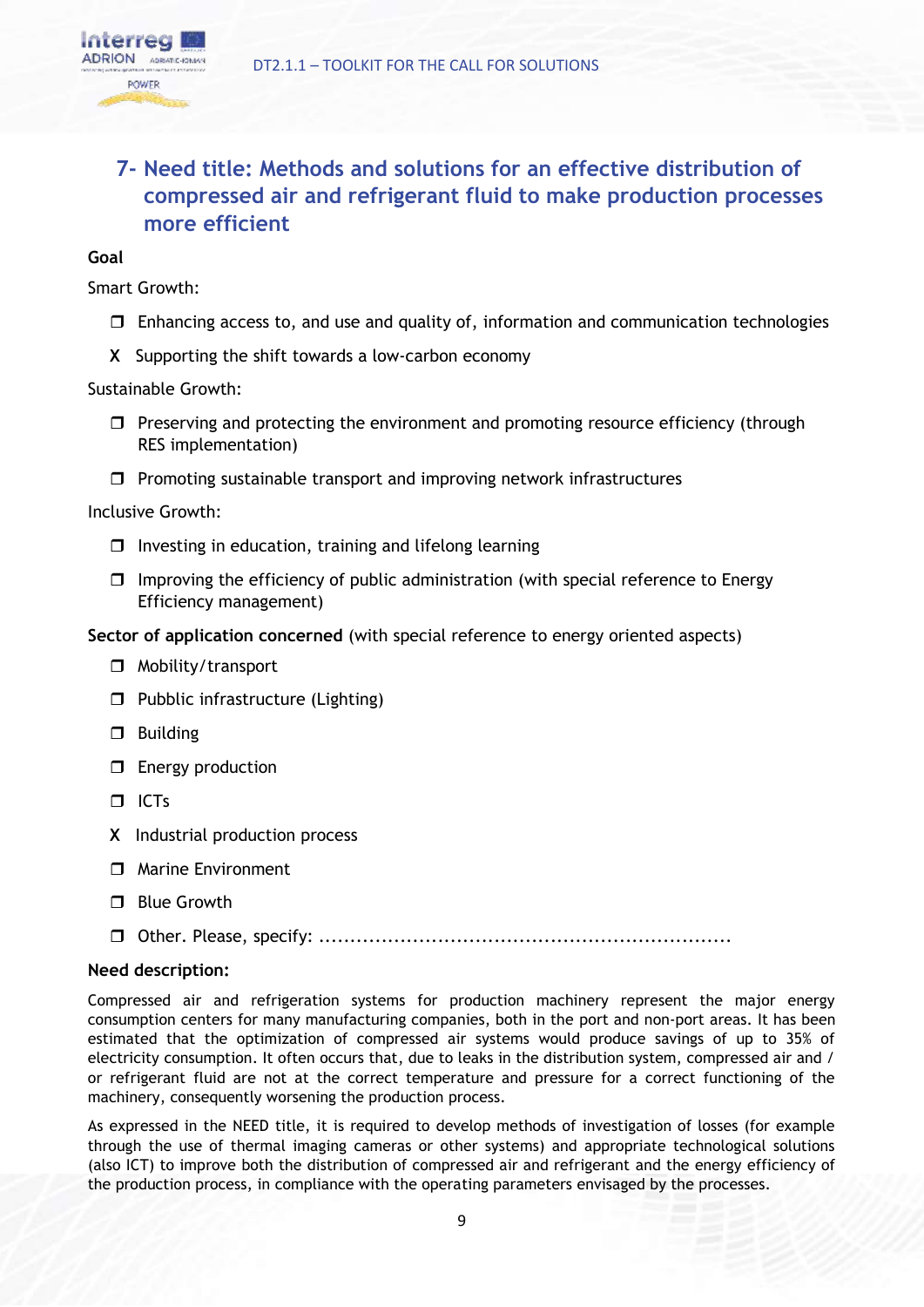## 7- Need title: Methods and solutions for an effective distribution of compressed air and refrigerant fluid to make production processes more efficient

**Goal**

Smart Growth:

- ❒ Enhancing access to, and use and quality of, information and communication technologies
- X Supporting the shift towards a low-carbon economy

Sustainable Growth:

- ❒ Preserving and protecting the environment and promoting resource efficiency (through RES implementation)
- ❒ Promoting sustainable transport and improving network infrastructures

Inclusive Growth:

- ❒ Investing in education, training and lifelong learning
- ❒ Improving the efficiency of public administration (with special reference to Energy Efficiency management)

**Sector of application concerned** (with special reference to energy oriented aspects)

- ❒ Mobility/transport
- ❒ Pubblic infrastructure (Lighting)
- ❒ Building
- ❒ Energy production
- ❒ ICTs
- X Industrial production process
- ❒ Marine Environment
- ❒ Blue Growth
- ❒ Other. Please, specify: ..................................................................

**Need description:**

Compressed air and refrigeration systems for production machinery represent the major energy consumption centers for many manufacturing companies, both in the port and non-port areas. It has been estimated that the optimization of compressed air systems would produce savings of up to 35% of electricity consumption. It often occurs that, due to leaks in the distribution system, compressed air and / or refrigerant fluid are not at the correct temperature and pressure for a correct functioning of the machinery, consequently worsening the production process.

As expressed in the NEED title, it is required to develop methods of investigation of losses (for example through the use of thermal imaging cameras or other systems) and appropriate technological solutions (also ICT) to improve both the distribution of compressed air and refrigerant and the energy efficiency of the production process, in compliance with the operating parameters envisaged by the processes.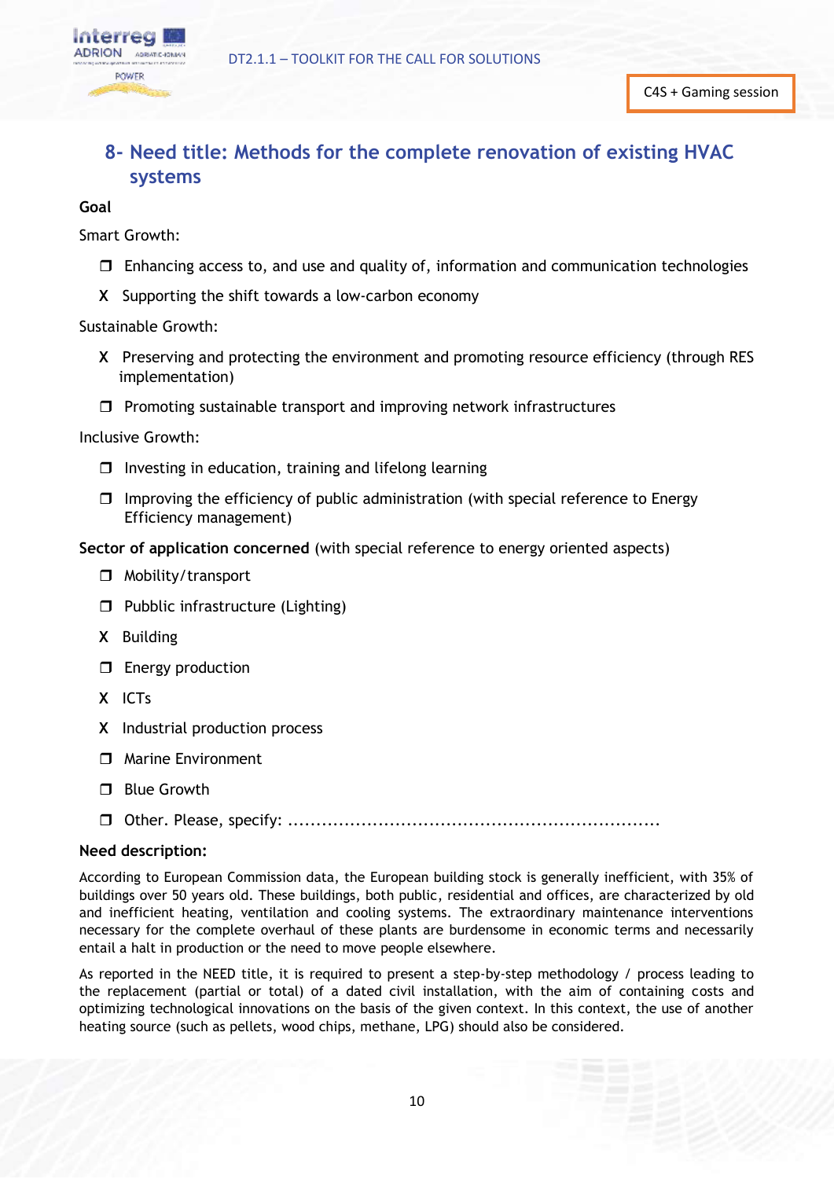C4S + Gaming session

## 8- Need title: Methods for the complete renovation of existing HVAC systems

**Goal**

Smart Growth:

- ❒ Enhancing access to, and use and quality of, information and communication technologies
- X Supporting the shift towards a low-carbon economy

Sustainable Growth:

- X Preserving and protecting the environment and promoting resource efficiency (through RES implementation)
- ❒ Promoting sustainable transport and improving network infrastructures

Inclusive Growth:

- ❒ Investing in education, training and lifelong learning
- ❒ Improving the efficiency of public administration (with special reference to Energy Efficiency management)

**Sector of application concerned** (with special reference to energy oriented aspects)

- ❒ Mobility/transport
- ❒ Pubblic infrastructure (Lighting)
- X Building
- ❒ Energy production
- X ICTs
- X Industrial production process
- ❒ Marine Environment
- ❒ Blue Growth
- ❒ Other. Please, specify: ................................................................

**Need description:**

According to European Commission data, the European building stock is generally inefficient, with 35% of buildings over 50 years old. These buildings, both public, residential and offices, are characterized by old and inefficient heating, ventilation and cooling systems. The extraordinary maintenance interventions necessary for the complete overhaul of these plants are burdensome in economic terms and necessarily entail a halt in production or the need to move people elsewhere.

As reported in the NEED title, it is required to present a step-by-step methodology / process leading to the replacement (partial or total) of a dated civil installation, with the aim of containing costs and optimizing technological innovations on the basis of the given context. In this context, the use of another heating source (such as pellets, wood chips, methane, LPG) should also be considered.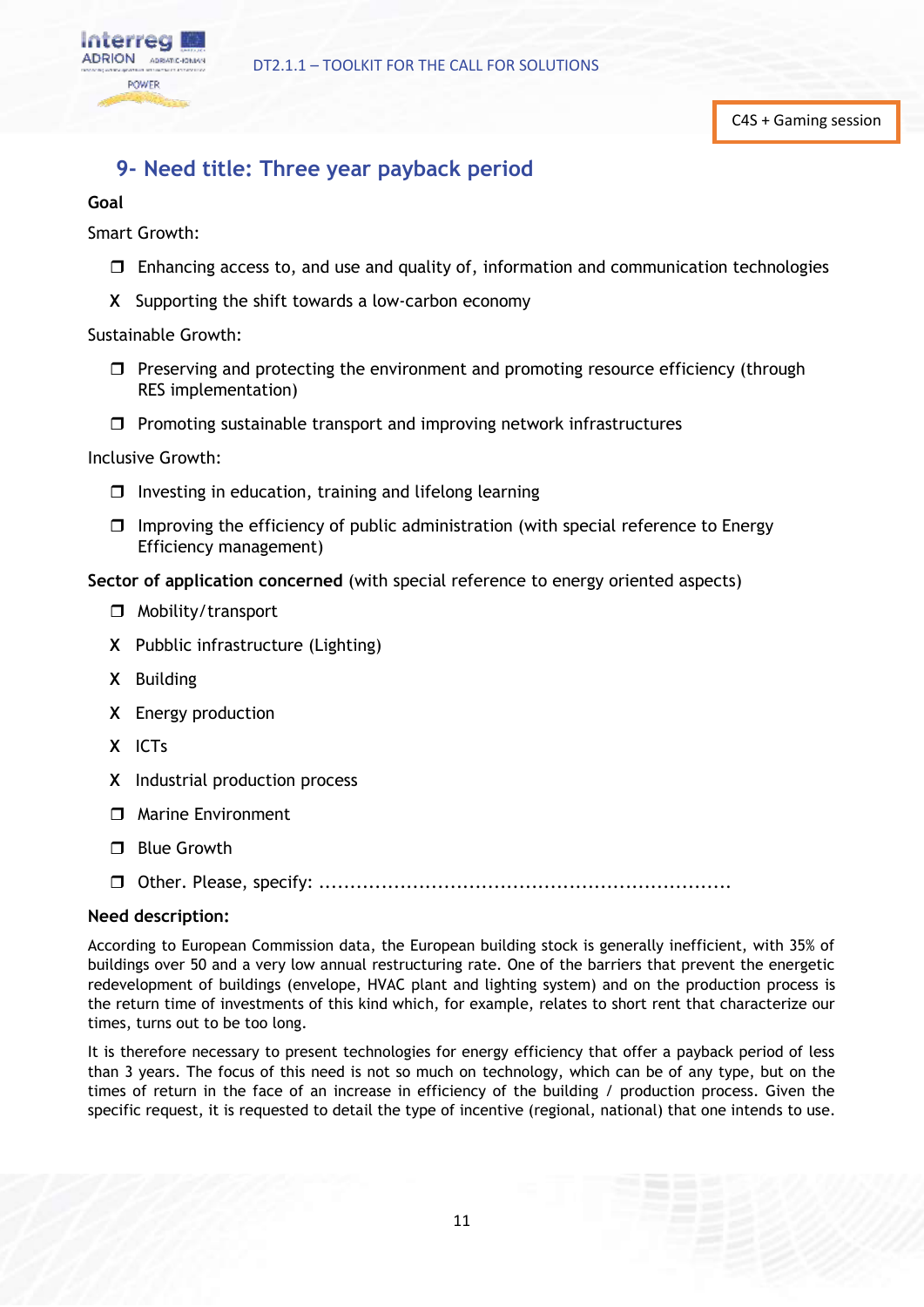C4S + Gaming session

## 9- Need title: Three year payback period

**Goal**

Smart Growth:

- ❒ Enhancing access to, and use and quality of, information and communication technologies
- X Supporting the shift towards a low-carbon economy

Sustainable Growth:

- ❒ Preserving and protecting the environment and promoting resource efficiency (through RES implementation)
- ❒ Promoting sustainable transport and improving network infrastructures

Inclusive Growth:

- ❒ Investing in education, training and lifelong learning
- ❒ Improving the efficiency of public administration (with special reference to Energy Efficiency management)

**Sector of application concerned** (with special reference to energy oriented aspects)

- ❒ Mobility/transport
- X Pubblic infrastructure (Lighting)
- X Building
- X Energy production
- X ICTs
- X Industrial production process
- ❒ Marine Environment
- ❒ Blue Growth
- ❒ Other. Please, specify: ..................................................................

**Need description:**

According to European Commission data, the European building stock is generally inefficient, with 35% of buildings over 50 and a very low annual restructuring rate. One of the barriers that prevent the energetic redevelopment of buildings (envelope, HVAC plant and lighting system) and on the production process is the return time of investments of this kind which, for example, relates to short rent that characterize our times, turns out to be too long.

It is therefore necessary to present technologies for energy efficiency that offer a payback period of less than 3 years. The focus of this need is not so much on technology, which can be of any type, but on the times of return in the face of an increase in efficiency of the building / production process. Given the specific request, it is requested to detail the type of incentive (regional, national) that one intends to use.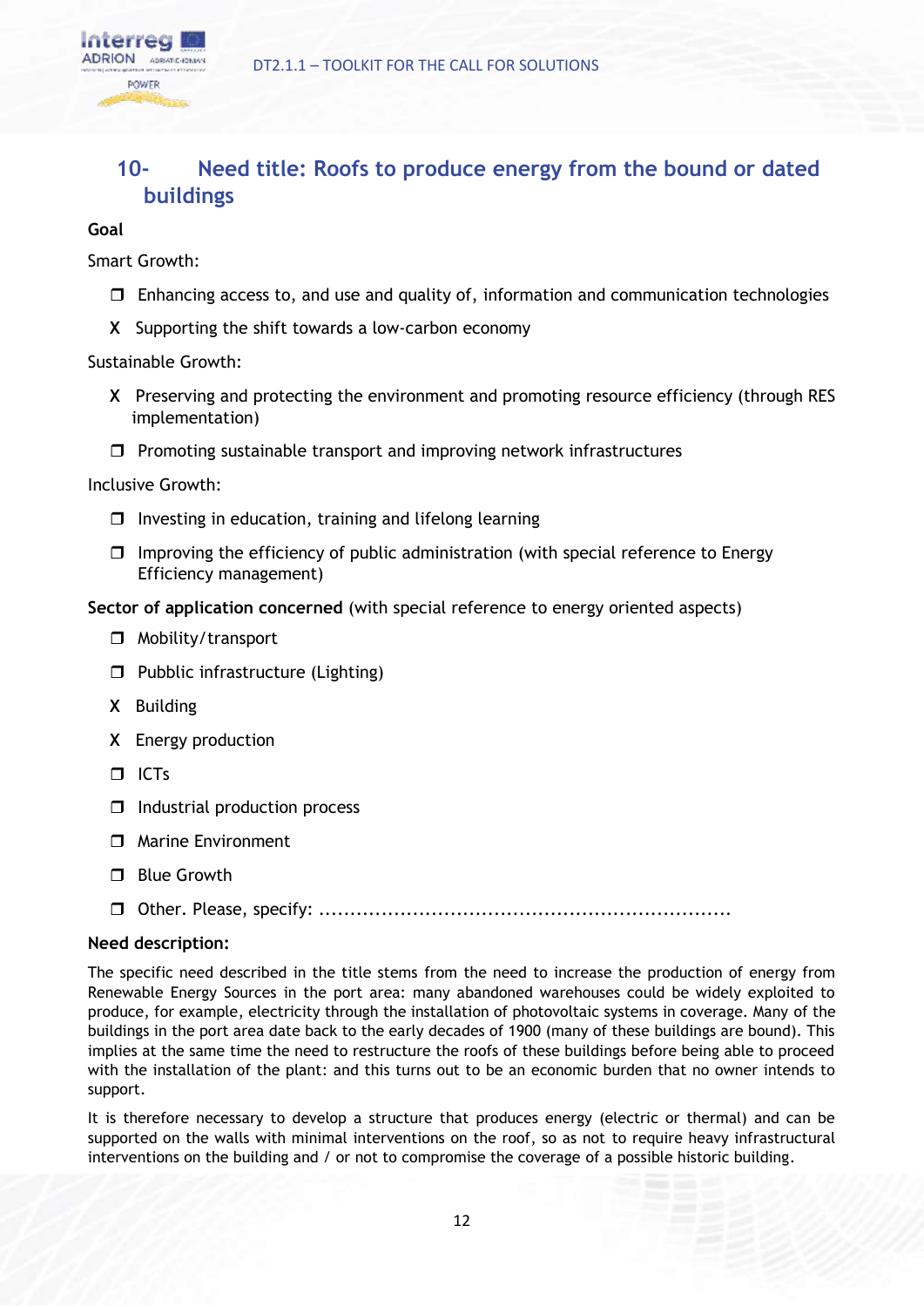## 10- Need title: Roofs to produce energy from the bound or dated buildings

**Goal**

Smart Growth:

- ❒ Enhancing access to, and use and quality of, information and communication technologies
- X Supporting the shift towards a low-carbon economy

Sustainable Growth:

- X Preserving and protecting the environment and promoting resource efficiency (through RES implementation)
- ❒ Promoting sustainable transport and improving network infrastructures

Inclusive Growth:

- ❒ Investing in education, training and lifelong learning
- ❒ Improving the efficiency of public administration (with special reference to Energy Efficiency management)

**Sector of application concerned** (with special reference to energy oriented aspects)

- ❒ Mobility/transport
- ❒ Pubblic infrastructure (Lighting)
- X Building
- X Energy production
- ❒ ICTs
- ❒ Industrial production process
- ❒ Marine Environment
- ❒ Blue Growth
- ❒ Other. Please, specify: ..................................................................

**Need description:**

The specific need described in the title stems from the need to increase the production of energy from Renewable Energy Sources in the port area: many abandoned warehouses could be widely exploited to produce, for example, electricity through the installation of photovoltaic systems in coverage. Many of the buildings in the port area date back to the early decades of 1900 (many of these buildings are bound). This implies at the same time the need to restructure the roofs of these buildings before being able to proceed with the installation of the plant: and this turns out to be an economic burden that no owner intends to support.

It is therefore necessary to develop a structure that produces energy (electric or thermal) and can be supported on the walls with minimal interventions on the roof, so as not to require heavy infrastructural interventions on the building and / or not to compromise the coverage of a possible historic building.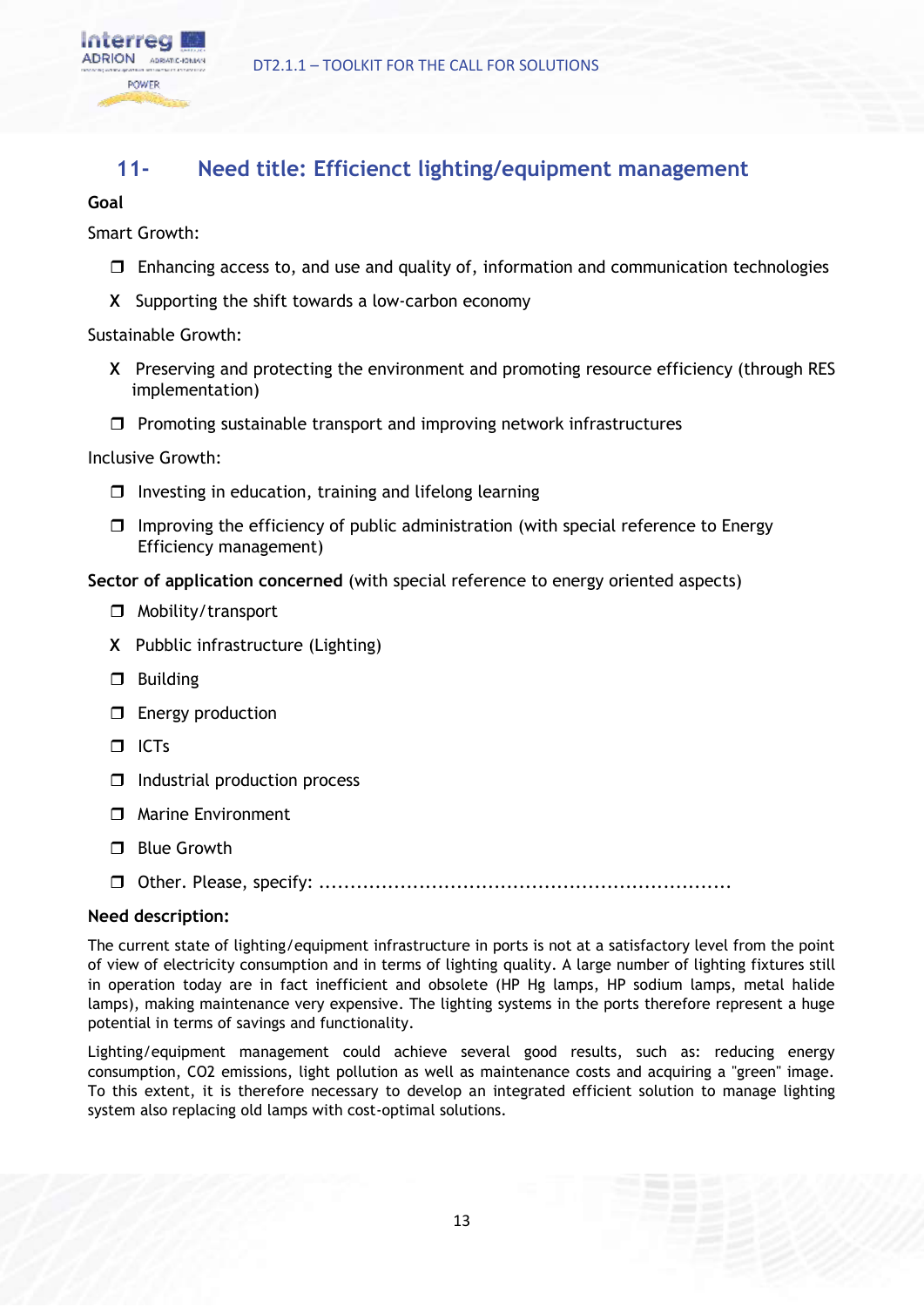## 11- Need title: Efficient lighting/equipment management

**Goal**

Smart Growth:

- ❐ Enhancing access to, and use and quality of, information and communication technologies
- X Supporting the shift towards a low-carbon economy

Sustainable Growth:

- X Preserving and protecting the environment and promoting resource efficiency (through RES implementation)
- ❐ Promoting sustainable transport and improving network infrastructures

Inclusive Growth:

- ❐ Investing in education, training and lifelong learning
- ❐ Improving the efficiency of public administration (with special reference to Energy Efficiency management)

**Sector of application concerned** (with special reference to energy oriented aspects)

- ❐ Mobility/transport
- X Pubblic infrastructure (Lighting)
- ❐ Building
- ❐ Energy production
- ❐ ICTs
- ❐ Industrial production process
- ❐ Marine Environment
- ❐ Blue Growth
- ❐ Other. Please, specify: .................................................................

**Need description:**

The current state of lighting/equipment infrastructure in ports is not at a satisfactory level from the point of view of electricity consumption and in terms of lighting quality. A large number of lighting fixtures still in operation today are in fact inefficient and obsolete (HP Hg lamps, HP sodium lamps, metal halide lamps), making maintenance very expensive. The lighting systems in the ports therefore represent a huge potential in terms of savings and functionality.

Lighting/equipment management could achieve several good results, such as: reducing energy consumption, CO2 emissions, light pollution as well as maintenance costs and acquiring a "green" image. To this extent, it is therefore necessary to develop an integrated efficient solution to manage lighting system also replacing old lamps with cost-optimal solutions.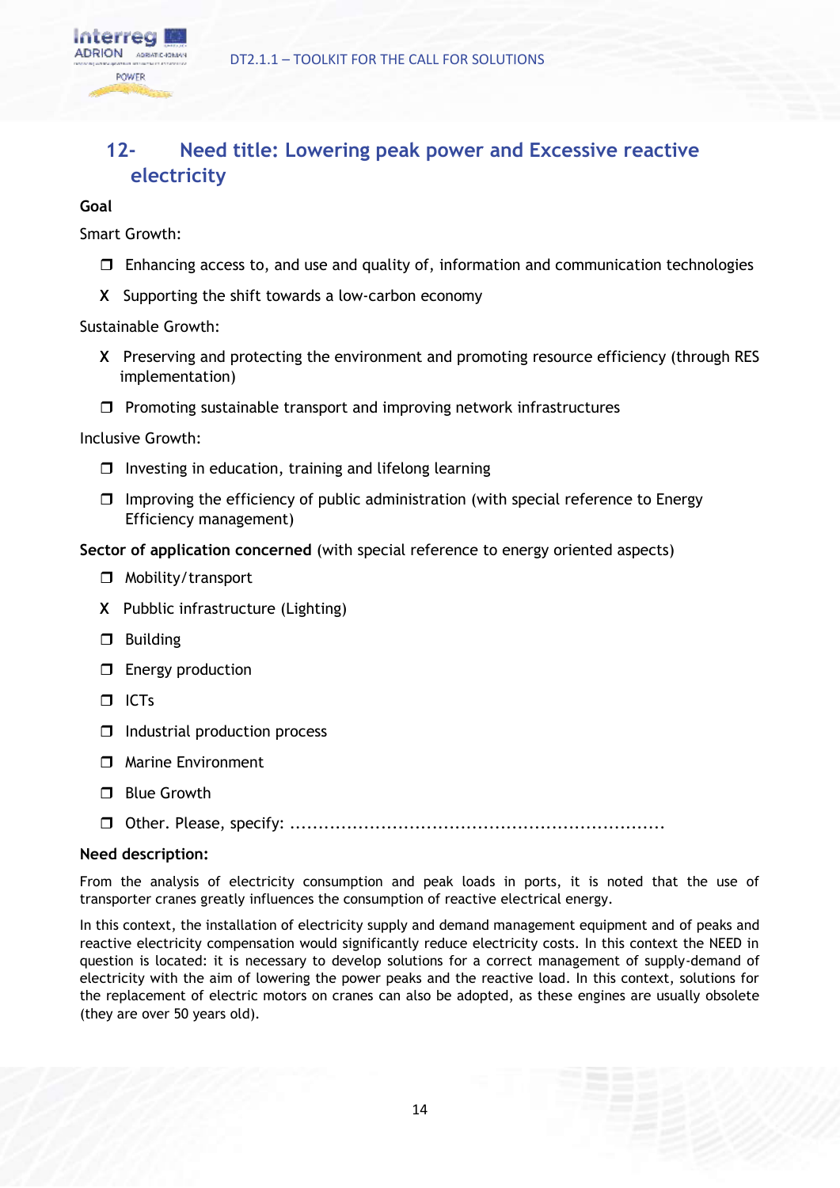## 12- Need title: Lowering peak power and Excessive reactive electricity

**Goal**

Smart Growth:

- ❒ Enhancing access to, and use and quality of, information and communication technologies
- X Supporting the shift towards a low-carbon economy

Sustainable Growth:

- X Preserving and protecting the environment and promoting resource efficiency (through RES implementation)
- ❒ Promoting sustainable transport and improving network infrastructures

Inclusive Growth:

- ❒ Investing in education, training and lifelong learning
- ❒ Improving the efficiency of public administration (with special reference to Energy Efficiency management)

**Sector of application concerned** (with special reference to energy oriented aspects)

- ❒ Mobility/transport
- X Pubblic infrastructure (Lighting)
- ❒ Building
- ❒ Energy production
- ❒ ICTs
- ❒ Industrial production process
- ❒ Marine Environment
- ❒ Blue Growth
- ❒ Other. Please, specify: ..................................................................

**Need description:**

From the analysis of electricity consumption and peak loads in ports, it is noted that the use of transporter cranes greatly influences the consumption of reactive electrical energy.

In this context, the installation of electricity supply and demand management equipment and of peaks and reactive electricity compensation would significantly reduce electricity costs. In this context the NEED in question is located: it is necessary to develop solutions for a correct management of supply-demand of electricity with the aim of lowering the power peaks and the reactive load. In this context, solutions for the replacement of electric motors on cranes can also be adopted, as these engines are usually obsolete (they are over 50 years old).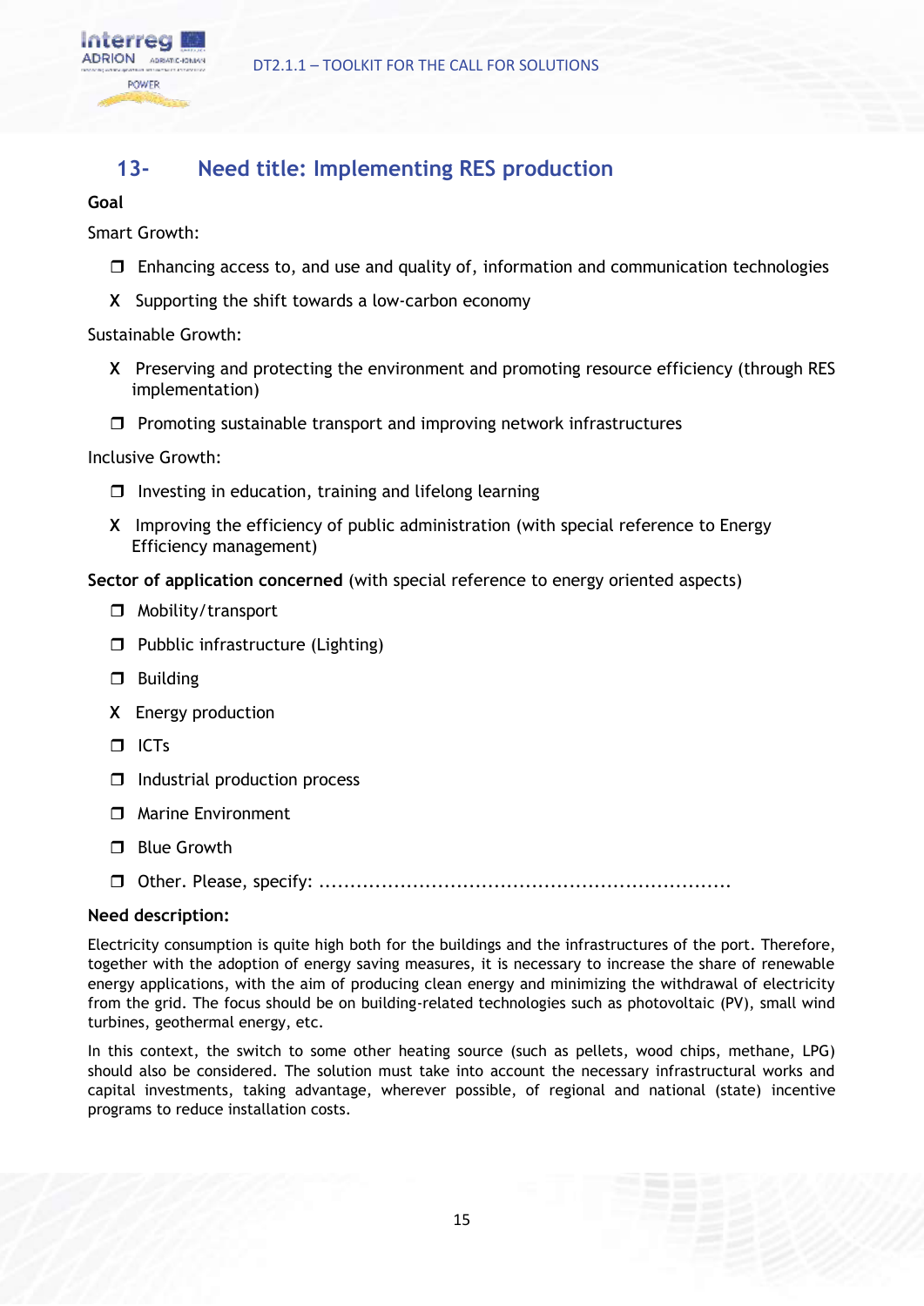## 13- Need title: Implementing RES production

**Goal**

Smart Growth:

- ❒ Enhancing access to, and use and quality of, information and communication technologies
- X Supporting the shift towards a low-carbon economy

Sustainable Growth:

- X Preserving and protecting the environment and promoting resource efficiency (through RES implementation)
- ❒ Promoting sustainable transport and improving network infrastructures

Inclusive Growth:

- ❒ Investing in education, training and lifelong learning
- X Improving the efficiency of public administration (with special reference to Energy Efficiency management)

**Sector of application concerned** (with special reference to energy oriented aspects)

- ❒ Mobility/transport
- ❒ Pubblic infrastructure (Lighting)
- ❒ Building
- X Energy production
- ❒ ICTs
- ❒ Industrial production process
- ❒ Marine Environment
- ❒ Blue Growth
- ❒ Other. Please, specify: ...............................................................

**Need description:**

Electricity consumption is quite high both for the buildings and the infrastructures of the port. Therefore, together with the adoption of energy saving measures, it is necessary to increase the share of renewable energy applications, with the aim of producing clean energy and minimizing the withdrawal of electricity from the grid. The focus should be on building-related technologies such as photovoltaic (PV), small wind turbines, geothermal energy, etc.

In this context, the switch to some other heating source (such as pellets, wood chips, methane, LPG) should also be considered. The solution must take into account the necessary infrastructural works and capital investments, taking advantage, wherever possible, of regional and national (state) incentive programs to reduce installation costs.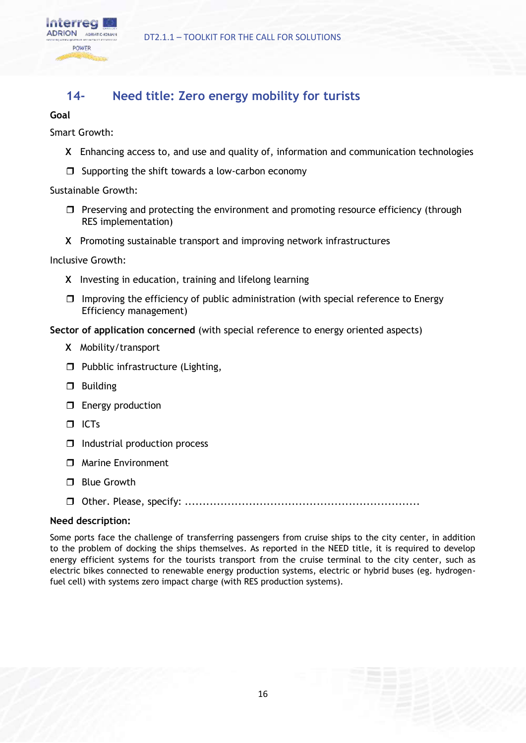## 14- Need title: Zero energy mobility for turists

**Goal**

Smart Growth:

- X Enhancing access to, and use and quality of, information and communication technologies
- ❒ Supporting the shift towards a low-carbon economy

Sustainable Growth:

- ❒ Preserving and protecting the environment and promoting resource efficiency (through RES implementation)
- X Promoting sustainable transport and improving network infrastructures

Inclusive Growth:

- X Investing in education, training and lifelong learning
- ❒ Improving the efficiency of public administration (with special reference to Energy Efficiency management)

**Sector of application concerned** (with special reference to energy oriented aspects)

- X Mobility/transport
- ❒ Pubblic infrastructure (Lighting,
- ❒ Building
- ❒ Energy production
- ❒ ICTs
- ❒ Industrial production process
- ❒ Marine Environment
- ❒ Blue Growth
- ❒ Other. Please, specify: ..................................................................

**Need description:**

Some ports face the challenge of transferring passengers from cruise ships to the city center, in addition to the problem of docking the ships themselves. As reported in the NEED title, it is required to develop energy efficient systems for the tourists transport from the cruise terminal to the city center, such as electric bikes connected to renewable energy production systems, electric or hybrid buses (eg. hydrogen-fuel cell) with systems zero impact charge (with RES production systems).